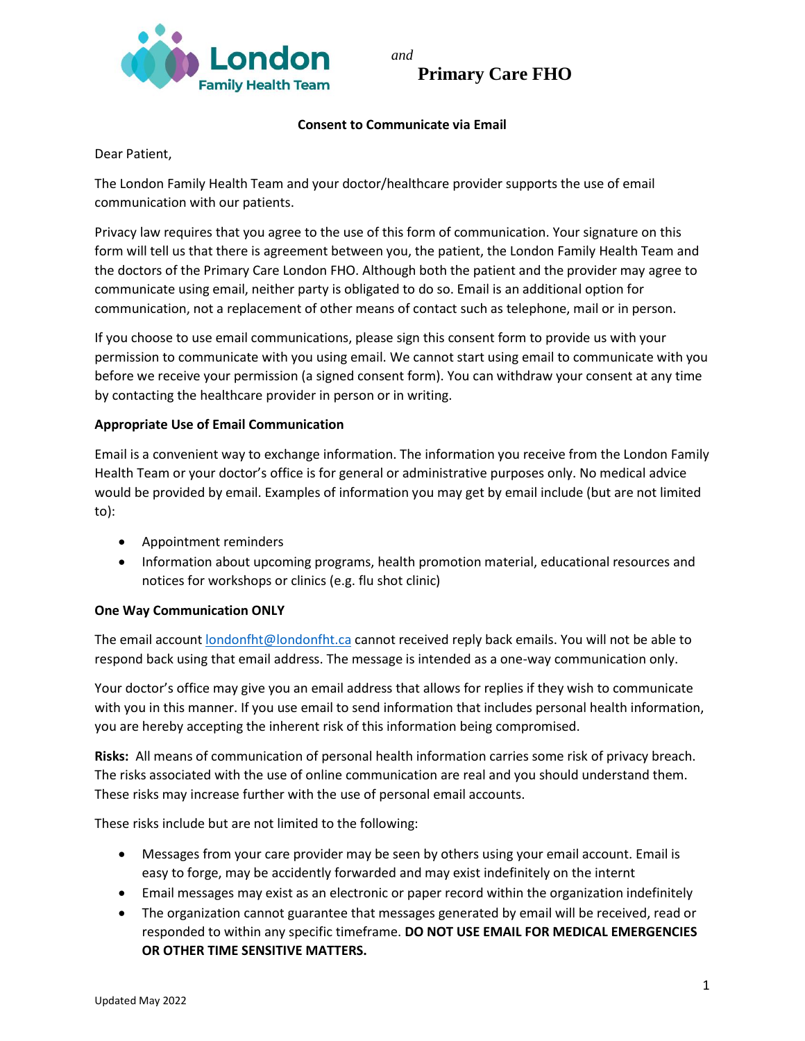London Family Health Team *and* **Primary Care FHO**

**Consent to Communicate via Email**

Dear Patient,

The London Family Health Team and your doctor/healthcare provider supports the use of email communication with our patients.

Privacy law requires that you agree to the use of this form of communication. Your signature on this form will tell us that there is agreement between you, the patient, the London Family Health Team and the doctors of the Primary Care London FHO. Although both the patient and the provider may agree to communicate using email, neither party is obligated to do so. Email is an additional option for communication, not a replacement of other means of contact such as telephone, mail or in person.

If you choose to use email communications, please sign this consent form to provide us with your permission to communicate with you using email. We cannot start using email to communicate with you before we receive your permission (a signed consent form). You can withdraw your consent at any time by contacting the healthcare provider in person or in writing.

**Appropriate Use of Email Communication**

Email is a convenient way to exchange information. The information you receive from the London Family Health Team or your doctor's office is for general or administrative purposes only. No medical advice would be provided by email. Examples of information you may get by email include (but are not limited to):

- Appointment reminders
- Information about upcoming programs, health promotion material, educational resources and notices for workshops or clinics (e.g. flu shot clinic)

**One Way Communication ONLY**

The email account londonfht@londonfht.ca cannot received reply back emails. You will not be able to respond back using that email address. The message is intended as a one-way communication only.

Your doctor's office may give you an email address that allows for replies if they wish to communicate with you in this manner. If you use email to send information that includes personal health information, you are hereby accepting the inherent risk of this information being compromised.

**Risks:** All means of communication of personal health information carries some risk of privacy breach. The risks associated with the use of online communication are real and you should understand them. These risks may increase further with the use of personal email accounts.

These risks include but are not limited to the following:

- Messages from your care provider may be seen by others using your email account. Email is easy to forge, may be accidently forwarded and may exist indefinitely on the internt
- Email messages may exist as an electronic or paper record within the organization indefinitely
- The organization cannot guarantee that messages generated by email will be received, read or responded to within any specific timeframe. **DO NOT USE EMAIL FOR MEDICAL EMERGENCIES OR OTHER TIME SENSITIVE MATTERS.**

Updated May 2022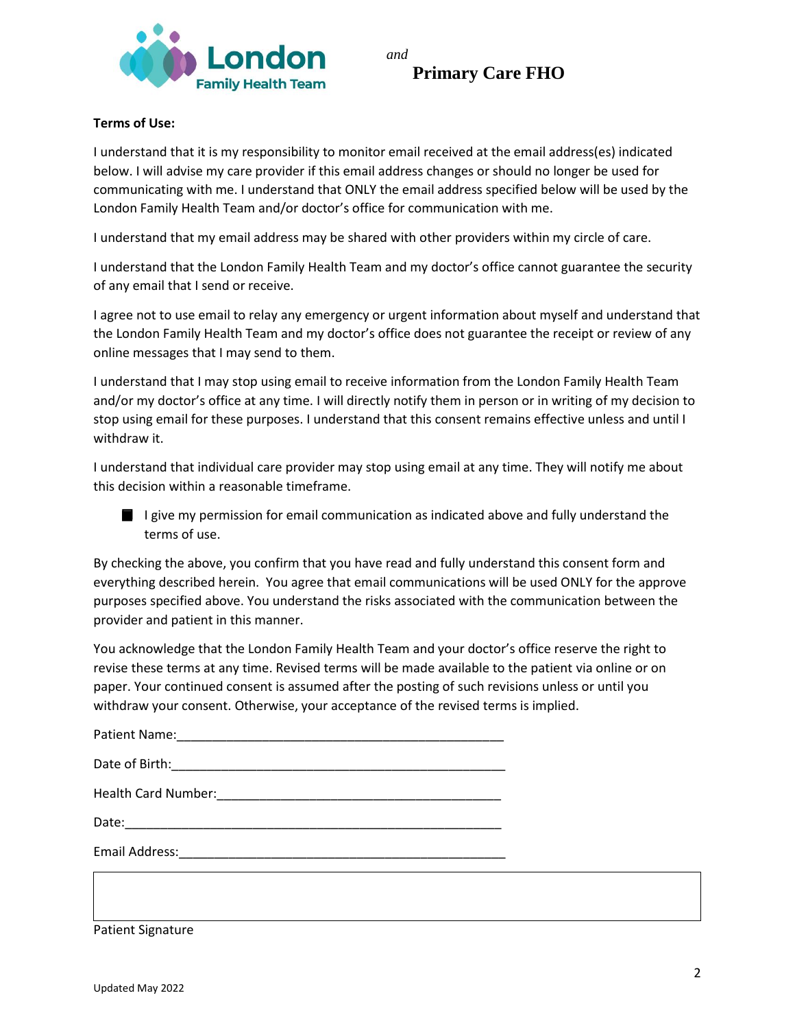London Family Health Team

*and*

**Primary Care FHO**

**Terms of Use:**

I understand that it is my responsibility to monitor email received at the email address(es) indicated below. I will advise my care provider if this email address changes or should no longer be used for communicating with me. I understand that ONLY the email address specified below will be used by the London Family Health Team and/or doctor's office for communication with me.

I understand that my email address may be shared with other providers within my circle of care.

I understand that the London Family Health Team and my doctor's office cannot guarantee the security of any email that I send or receive.

I agree not to use email to relay any emergency or urgent information about myself and understand that the London Family Health Team and my doctor's office does not guarantee the receipt or review of any online messages that I may send to them.

I understand that I may stop using email to receive information from the London Family Health Team and/or my doctor's office at any time. I will directly notify them in person or in writing of my decision to stop using email for these purposes. I understand that this consent remains effective unless and until I withdraw it.

I understand that individual care provider may stop using email at any time. They will notify me about this decision within a reasonable timeframe.

- ☐ I give my permission for email communication as indicated above and fully understand the terms of use.

By checking the above, you confirm that you have read and fully understand this consent form and everything described herein. You agree that email communications will be used ONLY for the approve purposes specified above. You understand the risks associated with the communication between the provider and patient in this manner.

You acknowledge that the London Family Health Team and your doctor's office reserve the right to revise these terms at any time. Revised terms will be made available to the patient via online or on paper. Your continued consent is assumed after the posting of such revisions unless or until you withdraw your consent. Otherwise, your acceptance of the revised terms is implied.

Patient Name:_______________________________________________

Date of Birth:_______________________________________________

Health Card Number:_________________________________________

Date:_____________________________________________________

Email Address:______________________________________________

Patient Signature

Updated May 2022